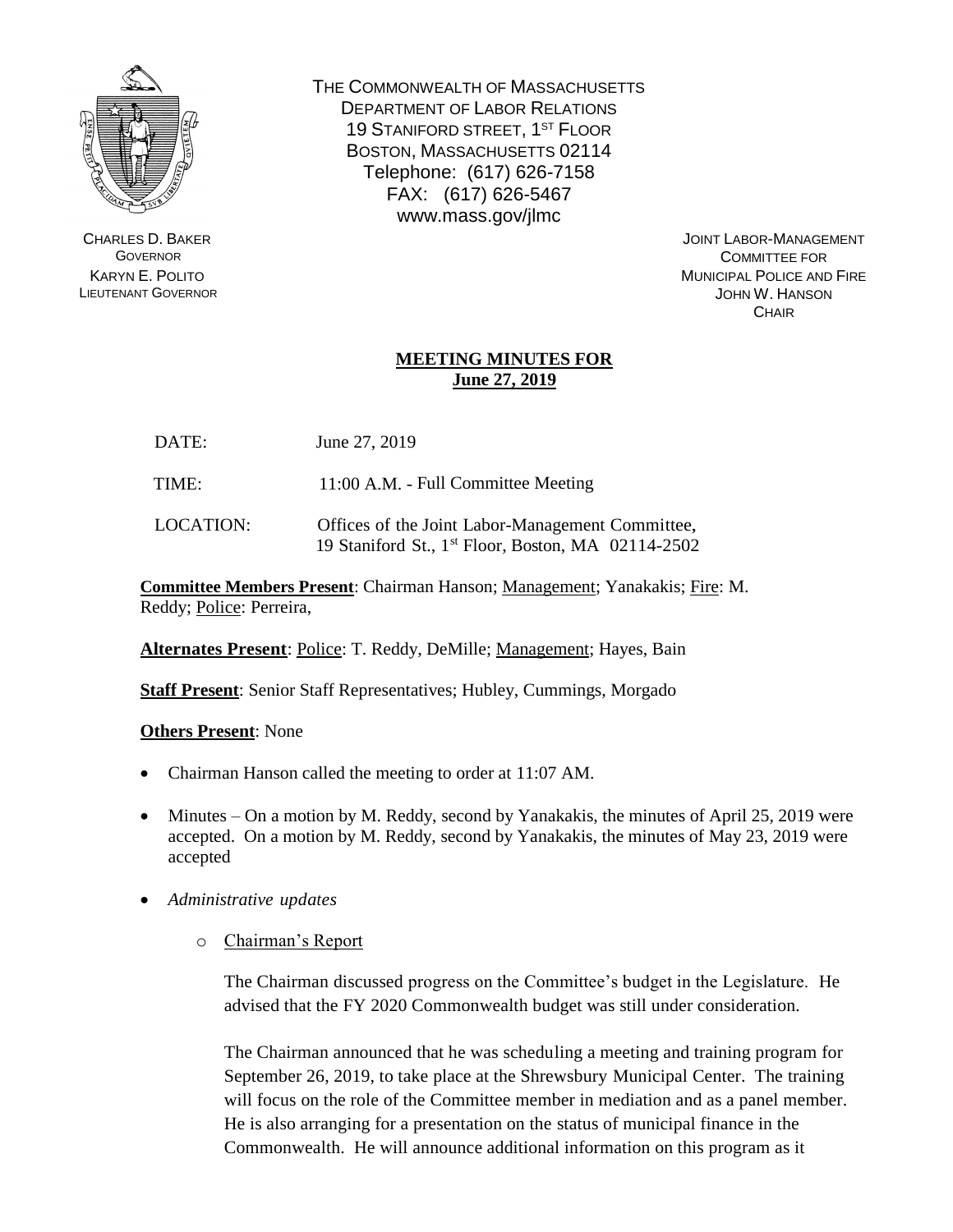THE COMMONWEALTH OF MASSACHUSETTS
DEPARTMENT OF LABOR RELATIONS
19 STANIFORD STREET, 1ST FLOOR
BOSTON, MASSACHUSETTS 02114
Telephone: (617) 626-7158
FAX: (617) 626-5467
www.mass.gov/jlmc

CHARLES D. BAKER
GOVERNOR
KARYN E. POLITO
LIEUTENANT GOVERNOR

JOINT LABOR-MANAGEMENT
COMMITTEE FOR
MUNICIPAL POLICE AND FIRE
JOHN W. HANSON
CHAIR

# MEETING MINUTES FOR June 27, 2019

DATE: June 27, 2019

TIME: 11:00 A.M. - Full Committee Meeting

LOCATION: Offices of the Joint Labor-Management Committee, 19 Staniford St., 1st Floor, Boston, MA 02114-2502

**Committee Members Present**: Chairman Hanson; Management; Yanakakis; Fire: M. Reddy; Police: Perreira,

**Alternates Present**: Police: T. Reddy, DeMille; Management; Hayes, Bain

**Staff Present**: Senior Staff Representatives; Hubley, Cummings, Morgado

**Others Present**: None

- Chairman Hanson called the meeting to order at 11:07 AM.
- Minutes – On a motion by M. Reddy, second by Yanakakis, the minutes of April 25, 2019 were accepted. On a motion by M. Reddy, second by Yanakakis, the minutes of May 23, 2019 were accepted
- *Administrative updates*
  - Chairman's Report

    The Chairman discussed progress on the Committee's budget in the Legislature. He advised that the FY 2020 Commonwealth budget was still under consideration.

    The Chairman announced that he was scheduling a meeting and training program for September 26, 2019, to take place at the Shrewsbury Municipal Center. The training will focus on the role of the Committee member in mediation and as a panel member. He is also arranging for a presentation on the status of municipal finance in the Commonwealth. He will announce additional information on this program as it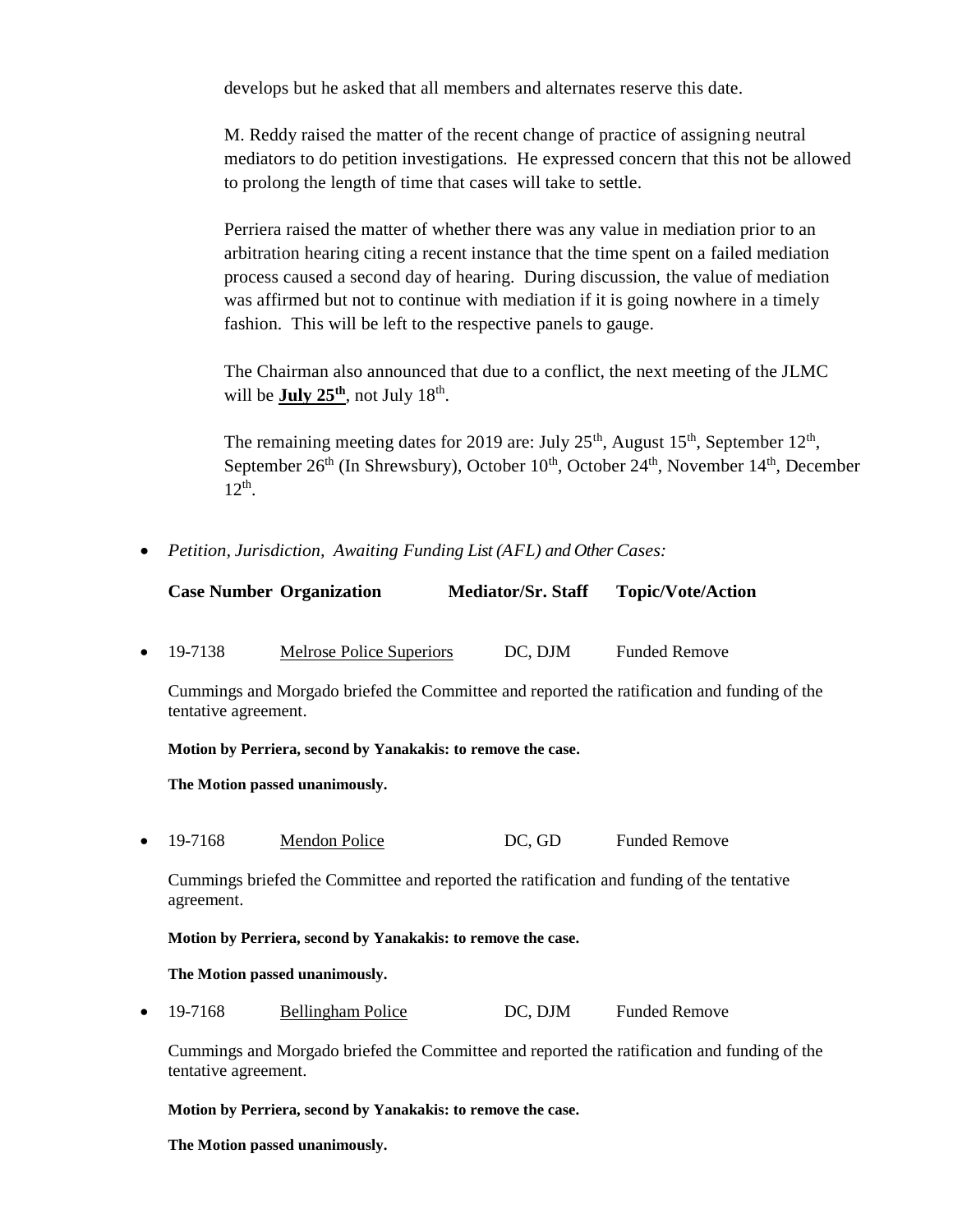develops but he asked that all members and alternates reserve this date.

M. Reddy raised the matter of the recent change of practice of assigning neutral mediators to do petition investigations. He expressed concern that this not be allowed to prolong the length of time that cases will take to settle.

Perriera raised the matter of whether there was any value in mediation prior to an arbitration hearing citing a recent instance that the time spent on a failed mediation process caused a second day of hearing. During discussion, the value of mediation was affirmed but not to continue with mediation if it is going nowhere in a timely fashion. This will be left to the respective panels to gauge.

The Chairman also announced that due to a conflict, the next meeting of the JLMC will be **July 25th**, not July 18th.

The remaining meeting dates for 2019 are: July 25th, August 15th, September 12th, September 26th (In Shrewsbury), October 10th, October 24th, November 14th, December 12th.

- *Petition, Jurisdiction, Awaiting Funding List (AFL) and Other Cases:*

| Case Number | Organization | Mediator/Sr. Staff | Topic/Vote/Action |
|---|---|---|---|
| 19-7138 | Melrose Police Superiors | DC, DJM | Funded Remove |

Cummings and Morgado briefed the Committee and reported the ratification and funding of the tentative agreement.

**Motion by Perriera, second by Yanakakis: to remove the case.**

**The Motion passed unanimously.**

| Case Number | Organization | Mediator/Sr. Staff | Topic/Vote/Action |
|---|---|---|---|
| 19-7168 | Mendon Police | DC, GD | Funded Remove |

Cummings briefed the Committee and reported the ratification and funding of the tentative agreement.

**Motion by Perriera, second by Yanakakis: to remove the case.**

**The Motion passed unanimously.**

| Case Number | Organization | Mediator/Sr. Staff | Topic/Vote/Action |
|---|---|---|---|
| 19-7168 | Bellingham Police | DC, DJM | Funded Remove |

Cummings and Morgado briefed the Committee and reported the ratification and funding of the tentative agreement.

**Motion by Perriera, second by Yanakakis: to remove the case.**

**The Motion passed unanimously.**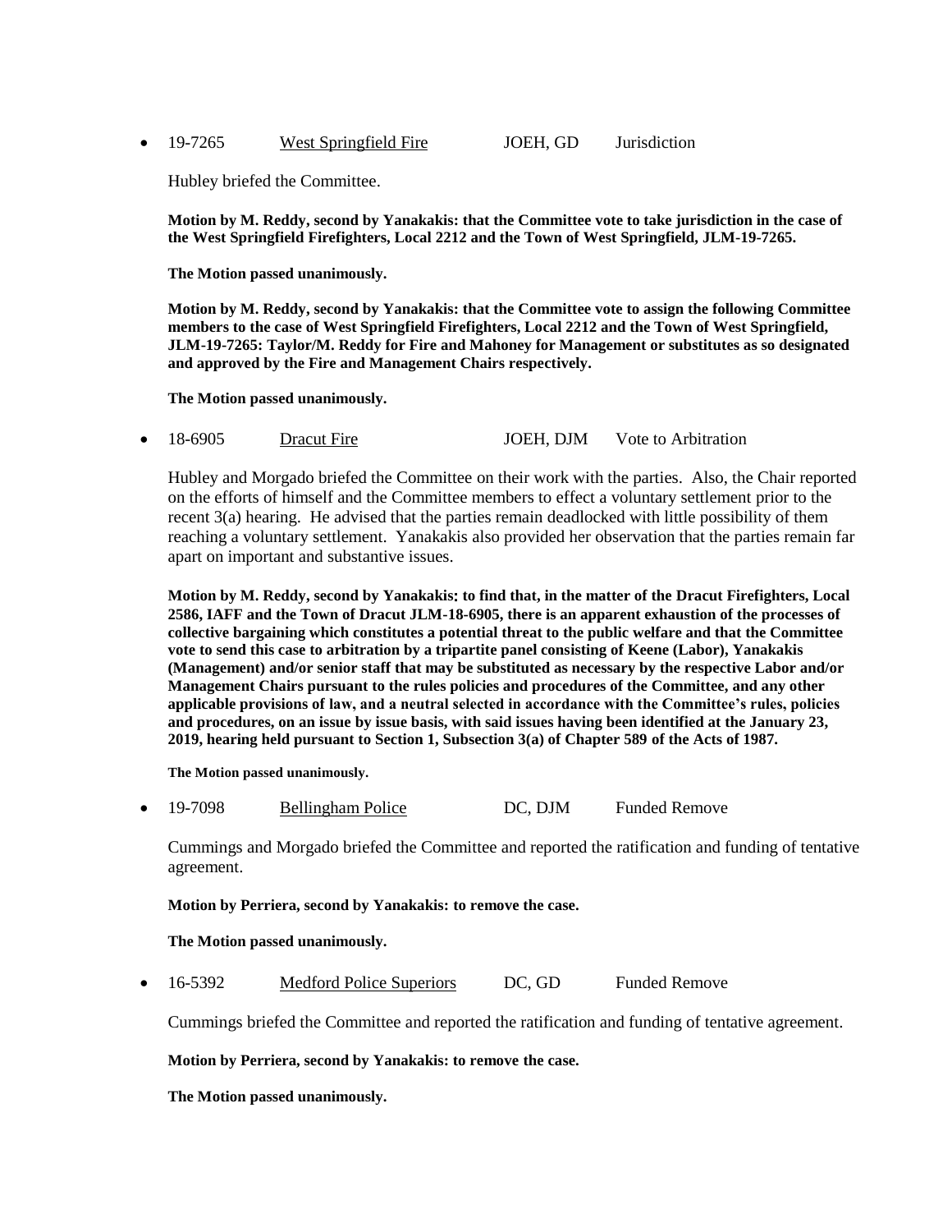- 19-7265 West Springfield Fire JOEH, GD Jurisdiction

  Hubley briefed the Committee.

  **Motion by M. Reddy, second by Yanakakis: that the Committee vote to take jurisdiction in the case of the West Springfield Firefighters, Local 2212 and the Town of West Springfield, JLM-19-7265.**

  **The Motion passed unanimously.**

  **Motion by M. Reddy, second by Yanakakis: that the Committee vote to assign the following Committee members to the case of West Springfield Firefighters, Local 2212 and the Town of West Springfield, JLM-19-7265: Taylor/M. Reddy for Fire and Mahoney for Management or substitutes as so designated and approved by the Fire and Management Chairs respectively.**

  **The Motion passed unanimously.**

- 18-6905 Dracut Fire JOEH, DJM Vote to Arbitration

  Hubley and Morgado briefed the Committee on their work with the parties. Also, the Chair reported on the efforts of himself and the Committee members to effect a voluntary settlement prior to the recent 3(a) hearing. He advised that the parties remain deadlocked with little possibility of them reaching a voluntary settlement. Yanakakis also provided her observation that the parties remain far apart on important and substantive issues.

  **Motion by M. Reddy, second by Yanakakis: to find that, in the matter of the Dracut Firefighters, Local 2586, IAFF and the Town of Dracut JLM-18-6905, there is an apparent exhaustion of the processes of collective bargaining which constitutes a potential threat to the public welfare and that the Committee vote to send this case to arbitration by a tripartite panel consisting of Keene (Labor), Yanakakis (Management) and/or senior staff that may be substituted as necessary by the respective Labor and/or Management Chairs pursuant to the rules policies and procedures of the Committee, and any other applicable provisions of law, and a neutral selected in accordance with the Committee's rules, policies and procedures, on an issue by issue basis, with said issues having been identified at the January 23, 2019, hearing held pursuant to Section 1, Subsection 3(a) of Chapter 589 of the Acts of 1987.**

  **The Motion passed unanimously.**

- 19-7098 Bellingham Police DC, DJM Funded Remove

  Cummings and Morgado briefed the Committee and reported the ratification and funding of tentative agreement.

  **Motion by Perriera, second by Yanakakis: to remove the case.**

  **The Motion passed unanimously.**

- 16-5392 Medford Police Superiors DC, GD Funded Remove

  Cummings briefed the Committee and reported the ratification and funding of tentative agreement.

  **Motion by Perriera, second by Yanakakis: to remove the case.**

  **The Motion passed unanimously.**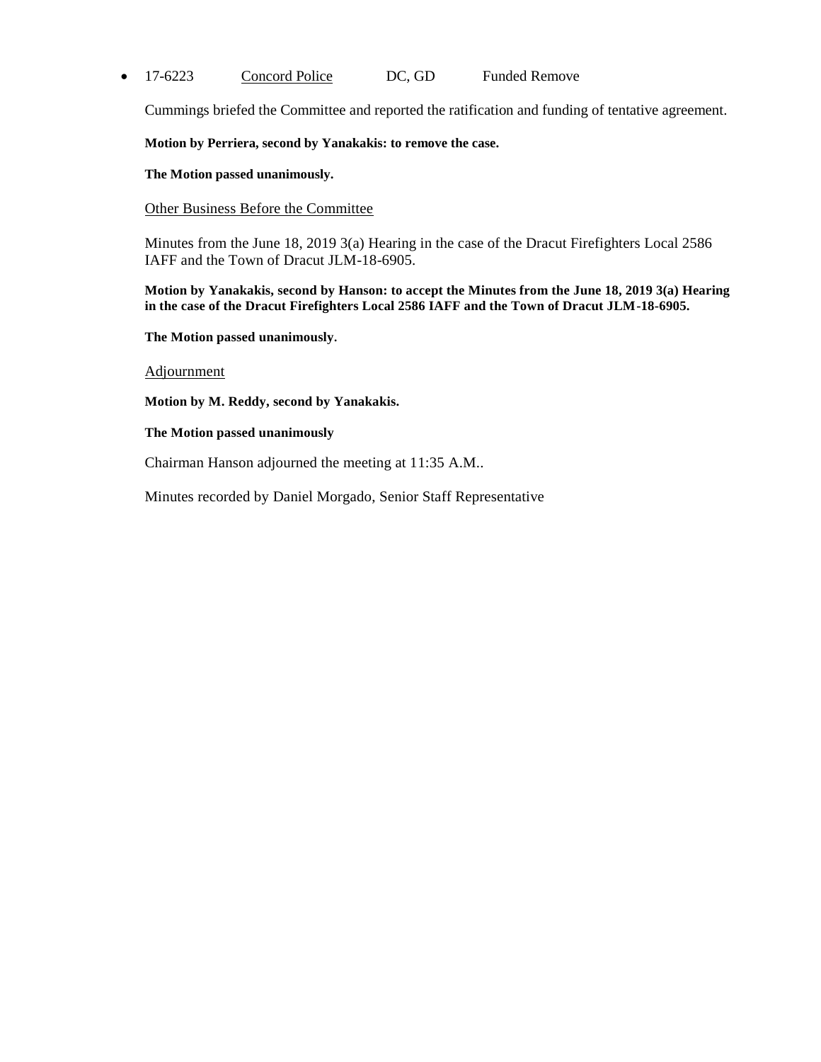- 17-6223 Concord Police DC, GD Funded Remove

  Cummings briefed the Committee and reported the ratification and funding of tentative agreement.

  **Motion by Perriera, second by Yanakakis: to remove the case.**

  **The Motion passed unanimously.**

Other Business Before the Committee

Minutes from the June 18, 2019 3(a) Hearing in the case of the Dracut Firefighters Local 2586 IAFF and the Town of Dracut JLM-18-6905.

**Motion by Yanakakis, second by Hanson: to accept the Minutes from the June 18, 2019 3(a) Hearing in the case of the Dracut Firefighters Local 2586 IAFF and the Town of Dracut JLM-18-6905.**

**The Motion passed unanimously.**

Adjournment

**Motion by M. Reddy, second by Yanakakis.**

**The Motion passed unanimously**

Chairman Hanson adjourned the meeting at 11:35 A.M..

Minutes recorded by Daniel Morgado, Senior Staff Representative